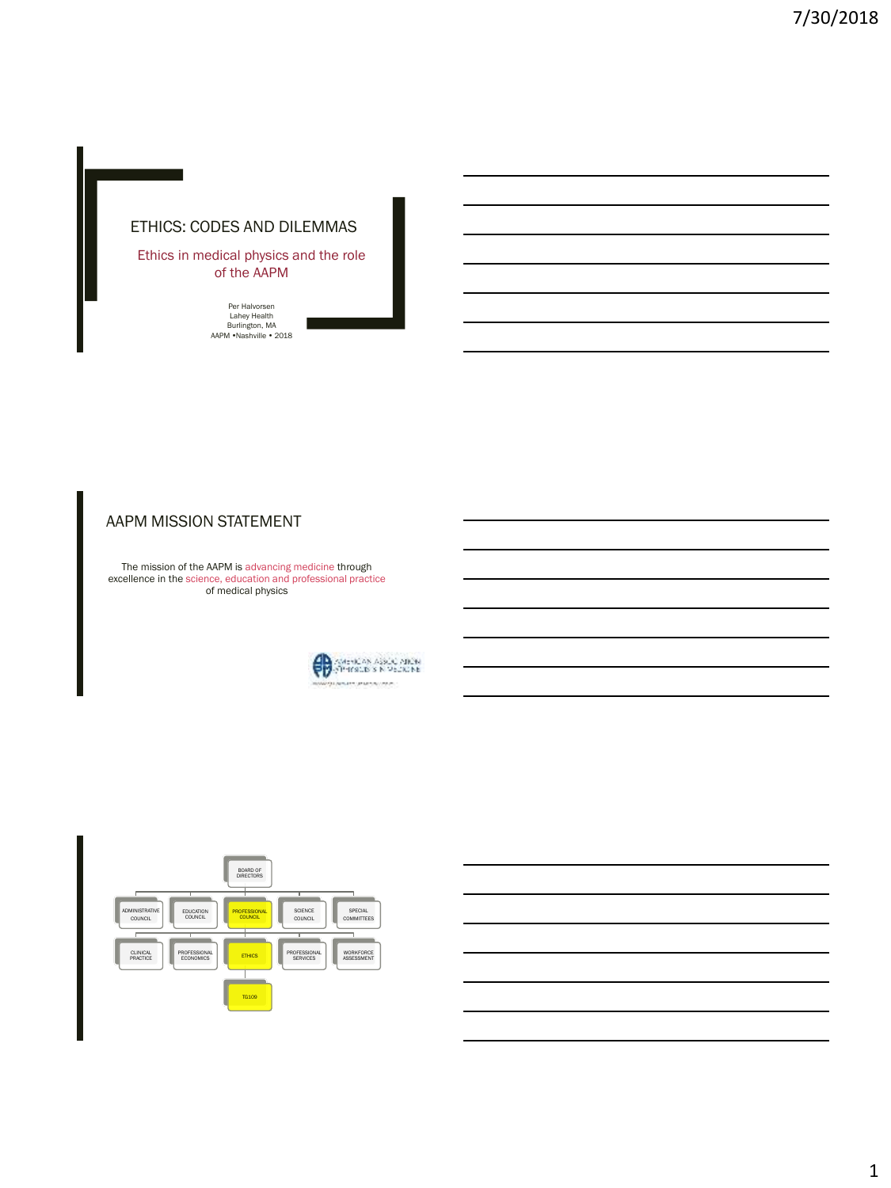# ETHICS: CODES AND DILEMMAS

## Ethics in medical physics and the role of the AAPM

Per Halvorsen
Lahey Health
Burlington, MA
AAPM •Nashville • 2018

## AAPM MISSION STATEMENT

The mission of the AAPM is advancing medicine through excellence in the science, education and professional practice of medical physics

BOARD OF DIRECTORS

ADMINISTRATIVE COUNCIL | EDUCATION COUNCIL | PROFESSIONAL COUNCIL | SCIENCE COUNCIL | SPECIAL COMMITTEES

CLINICAL PRACTICE | PROFESSIONAL ECONOMICS | ETHICS | PROFESSIONAL SERVICES | WORKFORCE ASSESSMENT

TG109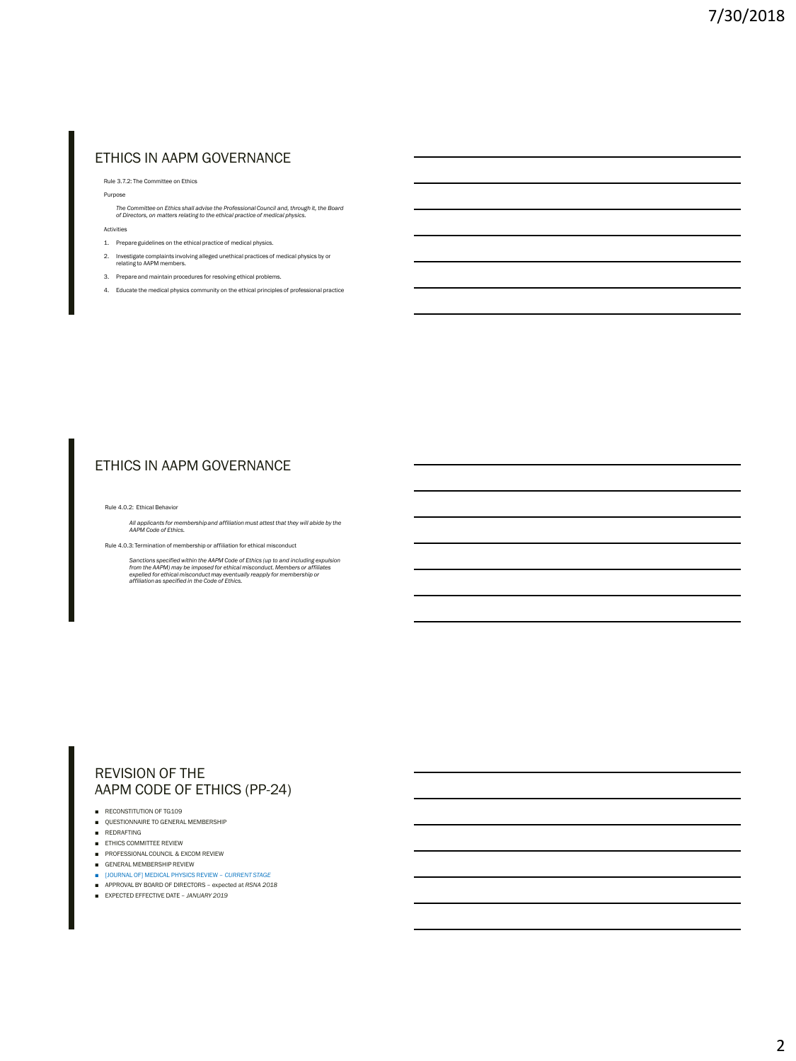## ETHICS IN AAPM GOVERNANCE

Rule 3.7.2: The Committee on Ethics

Purpose

*The Committee on Ethics shall advise the Professional Council and, through it, the Board of Directors, on matters relating to the ethical practice of medical physics.*

Activities

1. Prepare guidelines on the ethical practice of medical physics.
2. Investigate complaints involving alleged unethical practices of medical physics by or relating to AAPM members.
3. Prepare and maintain procedures for resolving ethical problems.
4. Educate the medical physics community on the ethical principles of professional practice

## ETHICS IN AAPM GOVERNANCE

Rule 4.0.2: Ethical Behavior

*All applicants for membership and affiliation must attest that they will abide by the AAPM Code of Ethics.*

Rule 4.0.3: Termination of membership or affiliation for ethical misconduct

*Sanctions specified within the AAPM Code of Ethics (up to and including expulsion from the AAPM) may be imposed for ethical misconduct. Members or affiliates expelled for ethical misconduct may eventually reapply for membership or affiliation as specified in the Code of Ethics.*

## REVISION OF THE AAPM CODE OF ETHICS (PP-24)

- RECONSTITUTION OF TG109
- QUESTIONNAIRE TO GENERAL MEMBERSHIP
- REDRAFTING
- ETHICS COMMITTEE REVIEW
- PROFESSIONAL COUNCIL & EXCOM REVIEW
- GENERAL MEMBERSHIP REVIEW
- [JOURNAL OF] MEDICAL PHYSICS REVIEW – *CURRENT STAGE*
- APPROVAL BY BOARD OF DIRECTORS – expected at *RSNA 2018*
- EXPECTED EFFECTIVE DATE – *JANUARY 2019*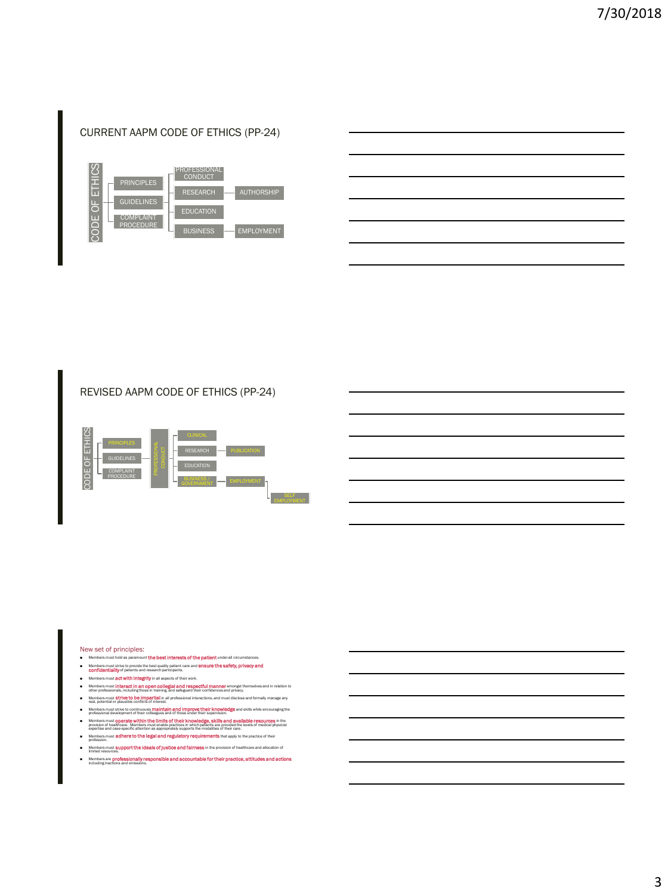## CURRENT AAPM CODE OF ETHICS (PP-24)

- CODE OF ETHICS
  - PRINCIPLES
  - GUIDELINES
    - PROFESSIONAL CONDUCT
    - RESEARCH — AUTHORSHIP
    - EDUCATION
    - BUSINESS — EMPLOYMENT
  - COMPLAINT PROCEDURE

## REVISED AAPM CODE OF ETHICS (PP-24)

- CODE OF ETHICS
  - PRINCIPLES
  - GUIDELINES
    - PROFESSIONAL CONDUCT
      - CLINICAL
      - RESEARCH — PUBLICATION
      - EDUCATION
      - BUSINESS / GOVERNMENT — EMPLOYMENT — SELF EMPLOYMENT
  - COMPLAINT PROCEDURE

New set of principles:

- Members must hold as paramount **the best interests of the patient** under all circumstances.
- Members must strive to provide the best quality patient care and **ensure the safety, privacy and confidentiality** of patients and research participants.
- Members must **act with integrity** in all aspects of their work.
- Members must **interact in an open collegial and respectful manner** amongst themselves and in relation to other professionals, including those in training, and safeguard their confidences and privacy.
- Members must **strive to be impartial** in all professional interactions, and must disclose and formally manage any real, potential or plausible conflicts of interest.
- Members must strive to continuously **maintain and improve their knowledge** and skills while encouraging the professional development of their colleagues and of those under their supervision.
- Members must **operate within the limits of their knowledge, skills and available resources** in the provision of healthcare. Members must enable practices in which patients are provided the levels of medical physicist expertise and case-specific attention as appropriately supports the modalities of their care.
- Members must **adhere to the legal and regulatory requirements** that apply to the practice of their profession.
- Members must **support the ideals of justice and fairness** in the provision of healthcare and allocation of limited resources.
- Members are **professionally responsible and accountable for their practice, attitudes and actions** including inactions and omissions.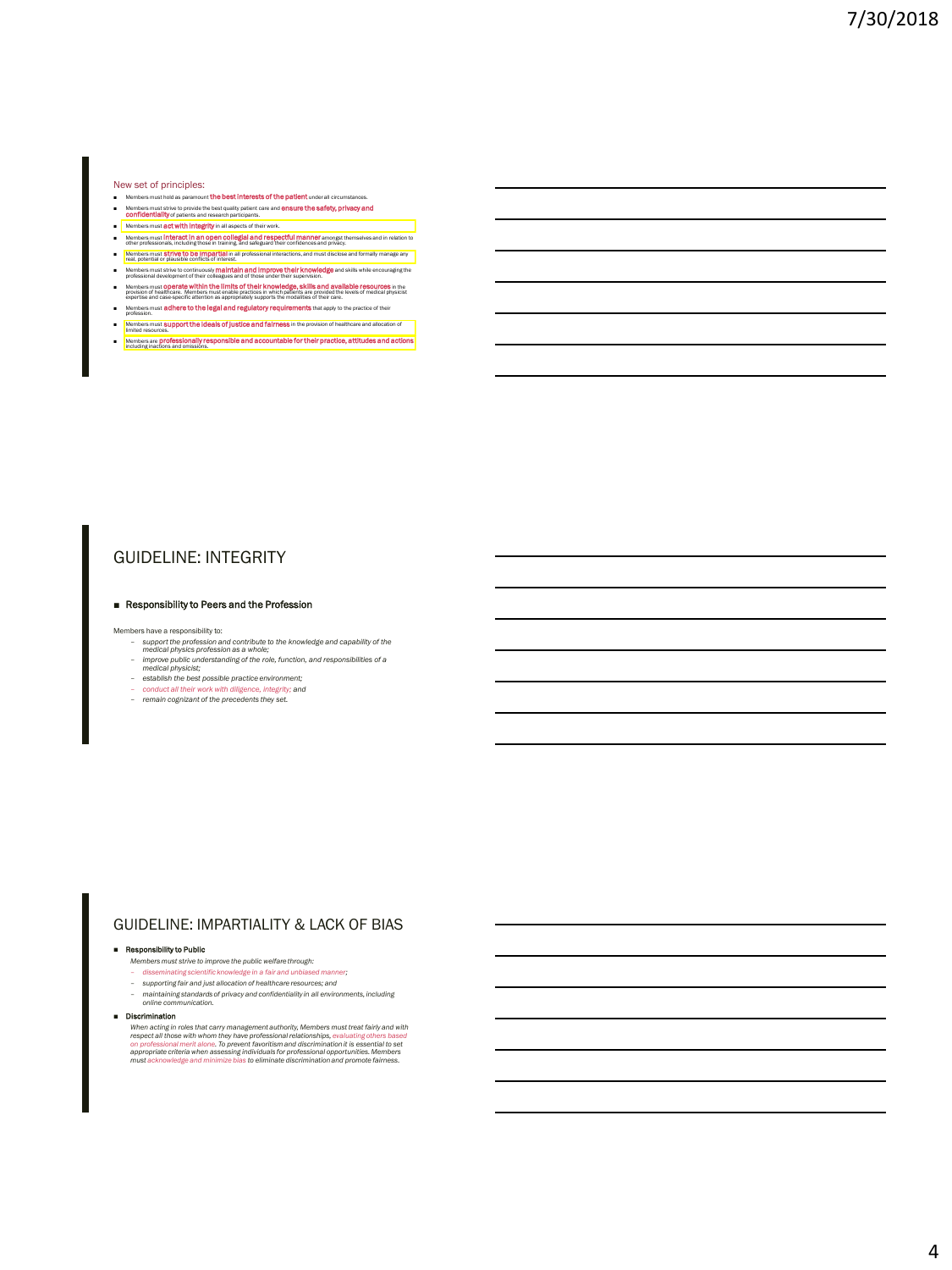New set of principles:

- Members must hold as paramount **the best interests of the patient** under all circumstances.
- Members must strive to provide the best quality patient care and **ensure the safety, privacy and confidentiality** of patients and research participants.
- Members must **act with integrity** in all aspects of their work.
- Members must **interact in an open collegial and respectful manner** amongst themselves and in relation to other professionals, including those in training, and safeguard their confidences and privacy.
- Members must **strive to be impartial** in all professional interactions, and must disclose and formally manage any real, potential or plausible conflicts of interest.
- Members must strive to continuously **maintain and improve their knowledge** and skills while encouraging the professional development of their colleagues and of those under their supervision.
- Members must **operate within the limits of their knowledge, skills and available resources** in the provision of healthcare. Members must enable practices in which patients are provided the levels of medical physicist expertise and case-specific attention as appropriately supports the modalities of their care.
- Members must **adhere to the legal and regulatory requirements** that apply to the practice of their profession.
- Members must **support the ideals of justice and fairness** in the provision of healthcare and allocation of limited resources.
- Members are **professionally responsible and accountable for their practice, attitudes and actions** including inactions and omissions.

## GUIDELINE: INTEGRITY

- **Responsibility to Peers and the Profession**

Members have a responsibility to:

- *support the profession and contribute to the knowledge and capability of the medical physics profession as a whole;*
- *improve public understanding of the role, function, and responsibilities of a medical physicist;*
- *establish the best possible practice environment;*
- *conduct all their work with diligence, integrity; and*
- *remain cognizant of the precedents they set.*

## GUIDELINE: IMPARTIALITY & LACK OF BIAS

- **Responsibility to Public**

  *Members must strive to improve the public welfare through:*

  - *disseminating scientific knowledge in a fair and unbiased manner;*
  - *supporting fair and just allocation of healthcare resources; and*
  - *maintaining standards of privacy and confidentiality in all environments, including online communication.*

- **Discrimination**

  *When acting in roles that carry management authority, Members must treat fairly and with respect all those with whom they have professional relationships, evaluating others based on professional merit alone. To prevent favoritism and discrimination it is essential to set appropriate criteria when assessing individuals for professional opportunities. Members must acknowledge and minimize bias to eliminate discrimination and promote fairness.*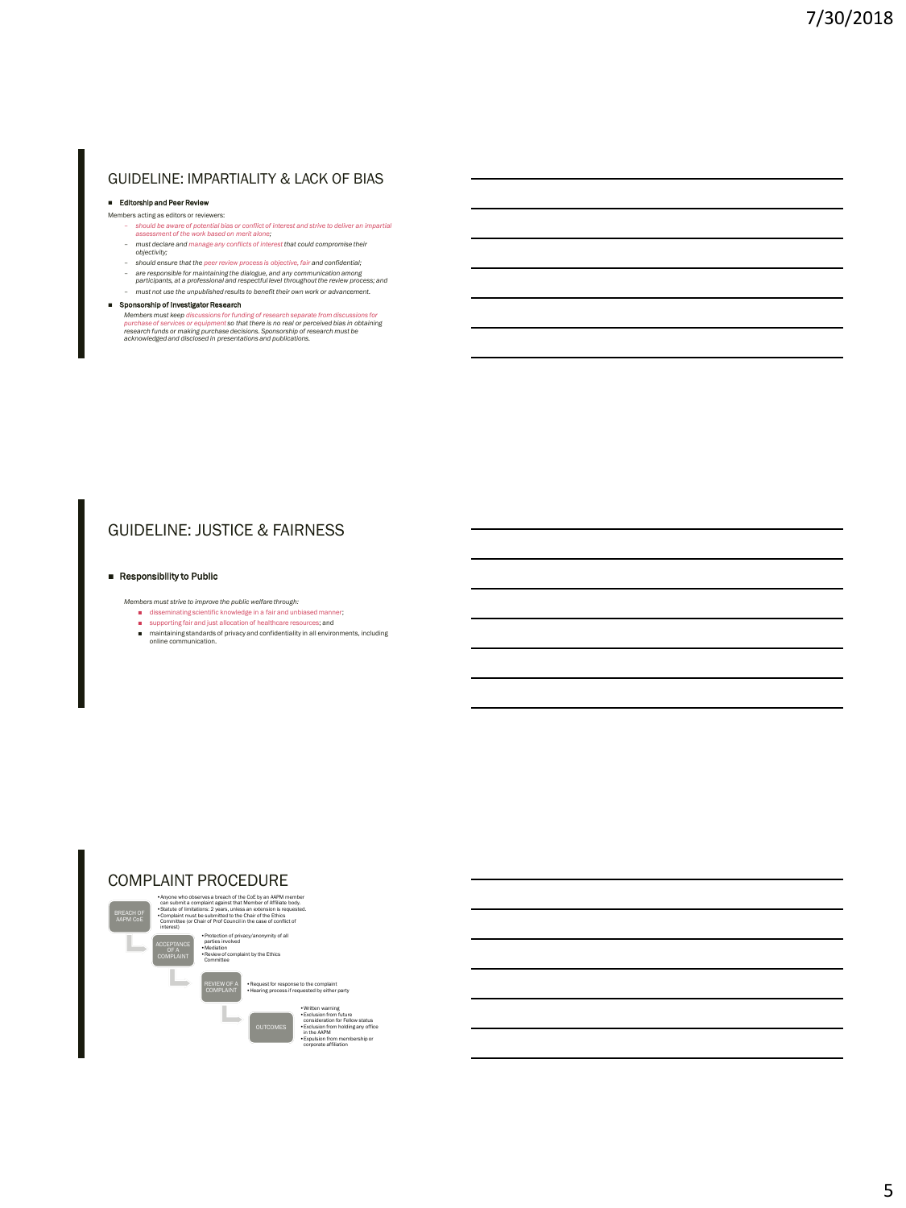## GUIDELINE: IMPARTIALITY & LACK OF BIAS

- **Editorship and Peer Review**

Members acting as editors or reviewers:

- *should be aware of potential bias or conflict of interest and strive to deliver an impartial assessment of the work based on merit alone;*
- *must declare and manage any conflicts of interest that could compromise their objectivity;*
- *should ensure that the peer review process is objective, fair and confidential;*
- *are responsible for maintaining the dialogue, and any communication among participants, at a professional and respectful level throughout the review process; and*
- *must not use the unpublished results to benefit their own work or advancement.*

- **Sponsorship of Investigator Research**

*Members must keep discussions for funding of research separate from discussions for purchase of services or equipment so that there is no real or perceived bias in obtaining research funds or making purchase decisions. Sponsorship of research must be acknowledged and disclosed in presentations and publications.*

## GUIDELINE: JUSTICE & FAIRNESS

- **Responsibility to Public**

*Members must strive to improve the public welfare through:*

- disseminating scientific knowledge in a fair and unbiased manner;
- supporting fair and just allocation of healthcare resources; and
- maintaining standards of privacy and confidentiality in all environments, including online communication.

## COMPLAINT PROCEDURE

**BREACH OF AAPM CoE**
- Anyone who observes a breach of the CoE by an AAPM member can submit a complaint against that Member of Affiliate body.
- Statute of limitations: 2 years, unless an extension is requested.
- Complaint must be submitted to the Chair of the Ethics Committee (or Chair of Prof Council in the case of conflict of interest)

**ACCEPTANCE OF A COMPLAINT**
- Protection of privacy/anonymity of all parties involved
- Mediation
- Review of complaint by the Ethics Committee

**REVIEW OF A COMPLAINT**
- Request for response to the complaint
- Hearing process if requested by either party

**OUTCOMES**
- Written warning
- Exclusion from future consideration for Fellow status
- Exclusion from holding any office in the AAPM
- Expulsion from membership or corporate affiliation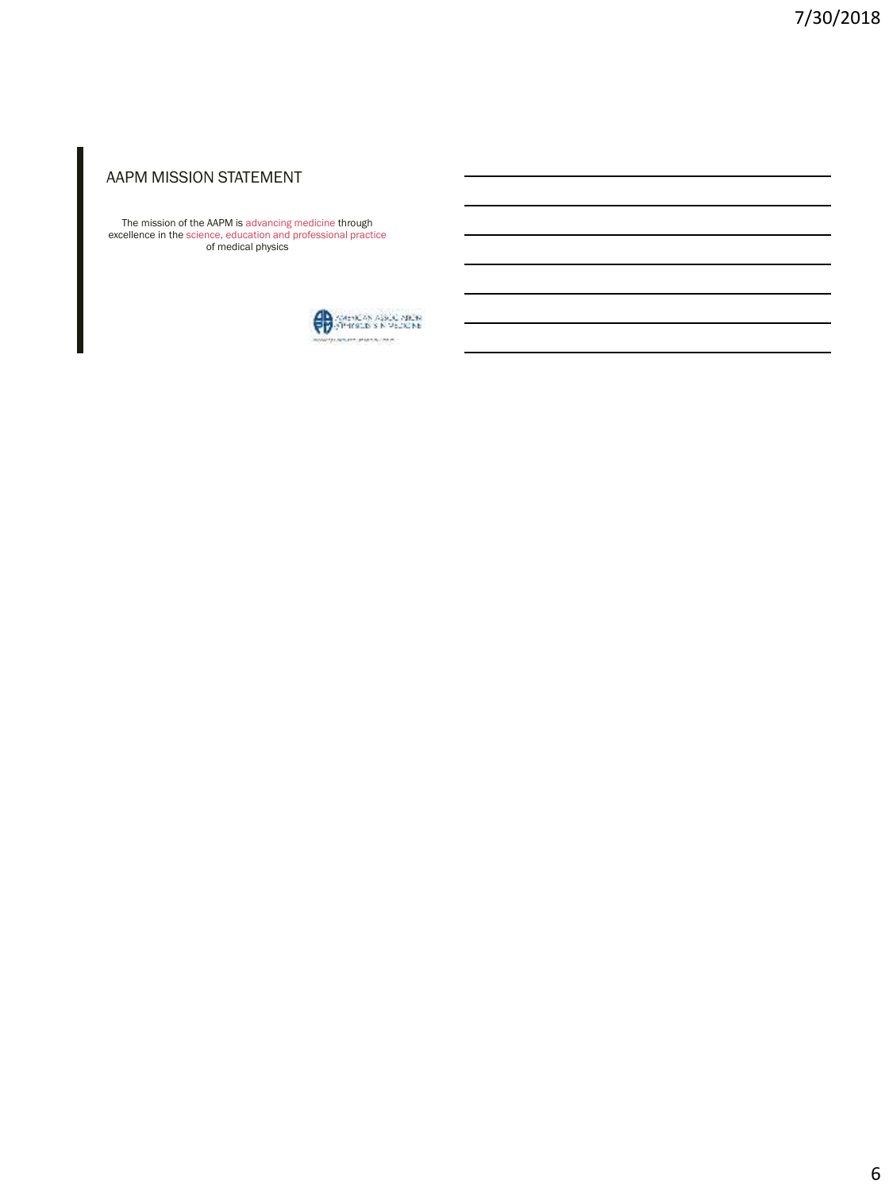## AAPM MISSION STATEMENT

The mission of the AAPM is advancing medicine through excellence in the science, education and professional practice of medical physics